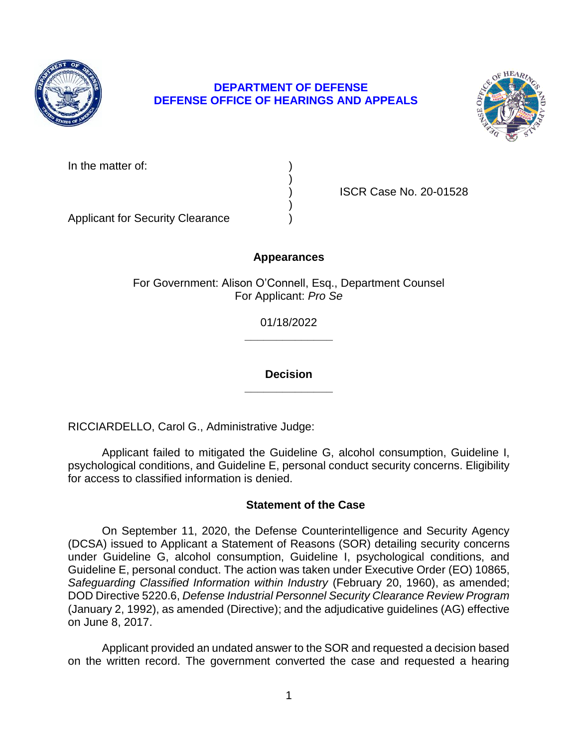# DEPARTMENT OF DEFENSE
# DEFENSE OFFICE OF HEARINGS AND APPEALS

| | | |
|---|---|---|
| In the matter of: | ) | |
| | ) | |
| | ) | ISCR Case No. 20-01528 |
| | ) | |
| Applicant for Security Clearance | ) | |

## Appearances

For Government: Alison O'Connell, Esq., Department Counsel
For Applicant: *Pro Se*

01/18/2022

______________

## Decision

______________

RICCIARDELLO, Carol G., Administrative Judge:

Applicant failed to mitigated the Guideline G, alcohol consumption, Guideline I, psychological conditions, and Guideline E, personal conduct security concerns. Eligibility for access to classified information is denied.

## Statement of the Case

On September 11, 2020, the Defense Counterintelligence and Security Agency (DCSA) issued to Applicant a Statement of Reasons (SOR) detailing security concerns under Guideline G, alcohol consumption, Guideline I, psychological conditions, and Guideline E, personal conduct. The action was taken under Executive Order (EO) 10865, *Safeguarding Classified Information within Industry* (February 20, 1960), as amended; DOD Directive 5220.6, *Defense Industrial Personnel Security Clearance Review Program* (January 2, 1992), as amended (Directive); and the adjudicative guidelines (AG) effective on June 8, 2017.

Applicant provided an undated answer to the SOR and requested a decision based on the written record. The government converted the case and requested a hearing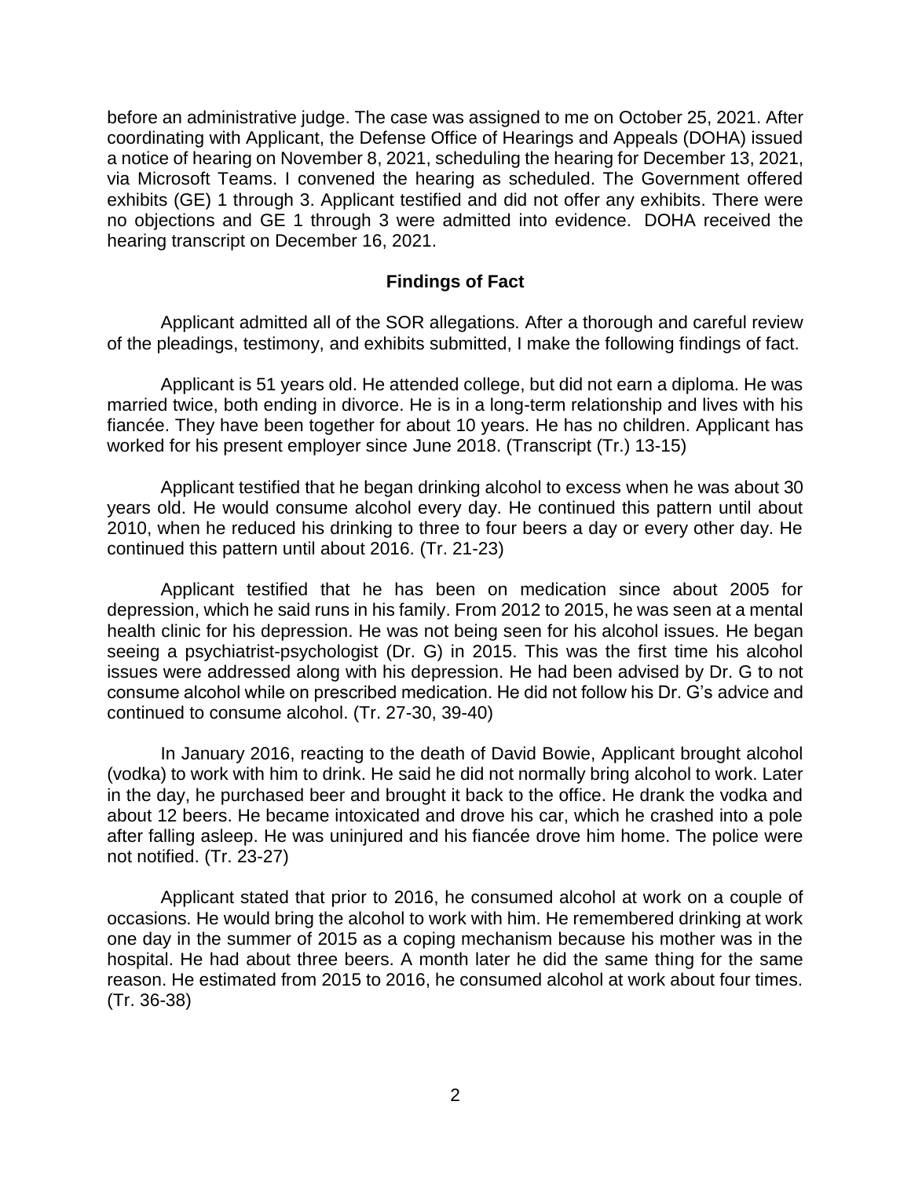before an administrative judge. The case was assigned to me on October 25, 2021. After coordinating with Applicant, the Defense Office of Hearings and Appeals (DOHA) issued a notice of hearing on November 8, 2021, scheduling the hearing for December 13, 2021, via Microsoft Teams. I convened the hearing as scheduled. The Government offered exhibits (GE) 1 through 3. Applicant testified and did not offer any exhibits. There were no objections and GE 1 through 3 were admitted into evidence. DOHA received the hearing transcript on December 16, 2021.

## Findings of Fact

Applicant admitted all of the SOR allegations. After a thorough and careful review of the pleadings, testimony, and exhibits submitted, I make the following findings of fact.

Applicant is 51 years old. He attended college, but did not earn a diploma. He was married twice, both ending in divorce. He is in a long-term relationship and lives with his fiancée. They have been together for about 10 years. He has no children. Applicant has worked for his present employer since June 2018. (Transcript (Tr.) 13-15)

Applicant testified that he began drinking alcohol to excess when he was about 30 years old. He would consume alcohol every day. He continued this pattern until about 2010, when he reduced his drinking to three to four beers a day or every other day. He continued this pattern until about 2016. (Tr. 21-23)

Applicant testified that he has been on medication since about 2005 for depression, which he said runs in his family. From 2012 to 2015, he was seen at a mental health clinic for his depression. He was not being seen for his alcohol issues. He began seeing a psychiatrist-psychologist (Dr. G) in 2015. This was the first time his alcohol issues were addressed along with his depression. He had been advised by Dr. G to not consume alcohol while on prescribed medication. He did not follow his Dr. G's advice and continued to consume alcohol. (Tr. 27-30, 39-40)

In January 2016, reacting to the death of David Bowie, Applicant brought alcohol (vodka) to work with him to drink. He said he did not normally bring alcohol to work. Later in the day, he purchased beer and brought it back to the office. He drank the vodka and about 12 beers. He became intoxicated and drove his car, which he crashed into a pole after falling asleep. He was uninjured and his fiancée drove him home. The police were not notified. (Tr. 23-27)

Applicant stated that prior to 2016, he consumed alcohol at work on a couple of occasions. He would bring the alcohol to work with him. He remembered drinking at work one day in the summer of 2015 as a coping mechanism because his mother was in the hospital. He had about three beers. A month later he did the same thing for the same reason. He estimated from 2015 to 2016, he consumed alcohol at work about four times. (Tr. 36-38)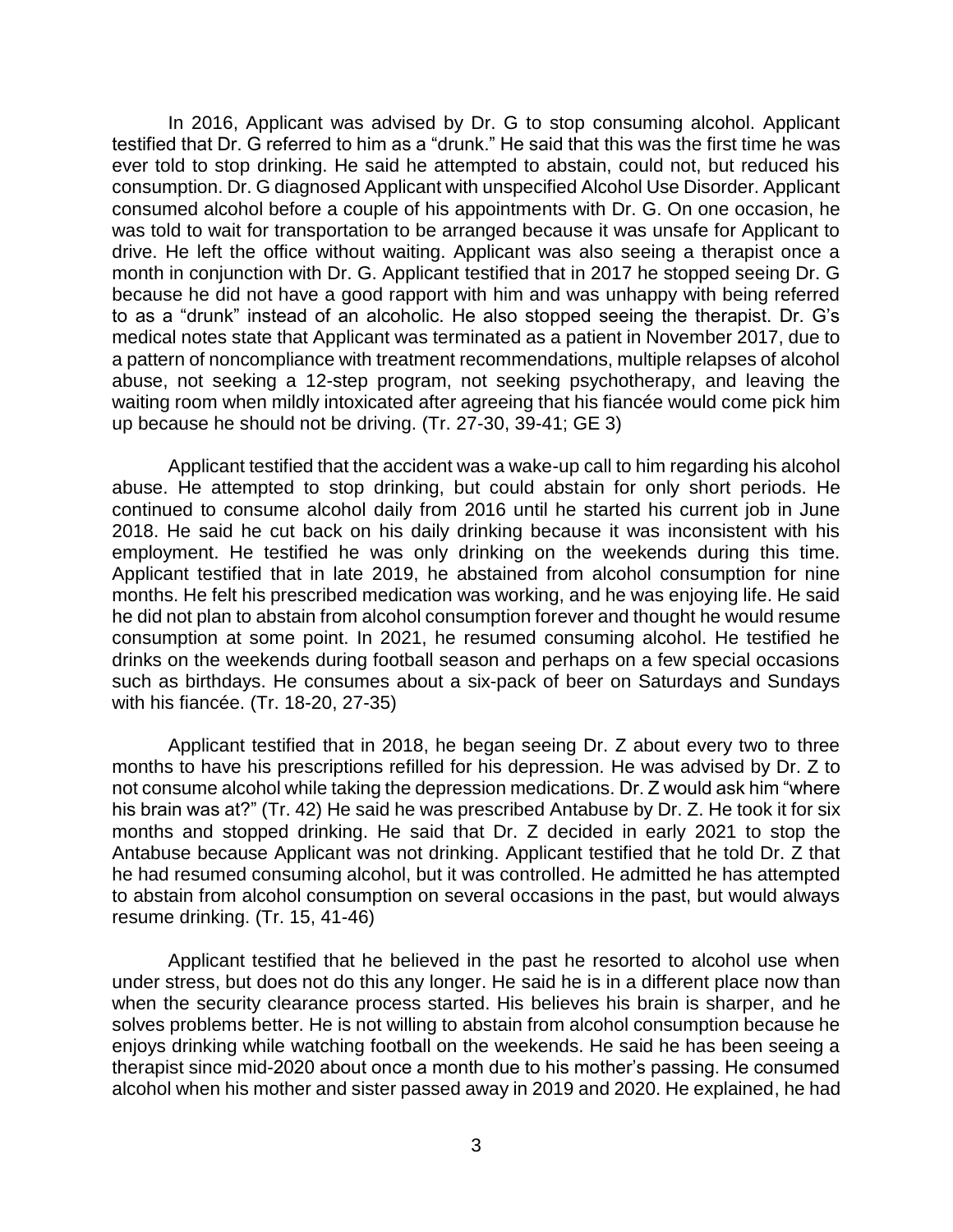In 2016, Applicant was advised by Dr. G to stop consuming alcohol. Applicant testified that Dr. G referred to him as a "drunk." He said that this was the first time he was ever told to stop drinking. He said he attempted to abstain, could not, but reduced his consumption. Dr. G diagnosed Applicant with unspecified Alcohol Use Disorder. Applicant consumed alcohol before a couple of his appointments with Dr. G. On one occasion, he was told to wait for transportation to be arranged because it was unsafe for Applicant to drive. He left the office without waiting. Applicant was also seeing a therapist once a month in conjunction with Dr. G. Applicant testified that in 2017 he stopped seeing Dr. G because he did not have a good rapport with him and was unhappy with being referred to as a "drunk" instead of an alcoholic. He also stopped seeing the therapist. Dr. G's medical notes state that Applicant was terminated as a patient in November 2017, due to a pattern of noncompliance with treatment recommendations, multiple relapses of alcohol abuse, not seeking a 12-step program, not seeking psychotherapy, and leaving the waiting room when mildly intoxicated after agreeing that his fiancée would come pick him up because he should not be driving. (Tr. 27-30, 39-41; GE 3)

Applicant testified that the accident was a wake-up call to him regarding his alcohol abuse. He attempted to stop drinking, but could abstain for only short periods. He continued to consume alcohol daily from 2016 until he started his current job in June 2018. He said he cut back on his daily drinking because it was inconsistent with his employment. He testified he was only drinking on the weekends during this time. Applicant testified that in late 2019, he abstained from alcohol consumption for nine months. He felt his prescribed medication was working, and he was enjoying life. He said he did not plan to abstain from alcohol consumption forever and thought he would resume consumption at some point. In 2021, he resumed consuming alcohol. He testified he drinks on the weekends during football season and perhaps on a few special occasions such as birthdays. He consumes about a six-pack of beer on Saturdays and Sundays with his fiancée. (Tr. 18-20, 27-35)

Applicant testified that in 2018, he began seeing Dr. Z about every two to three months to have his prescriptions refilled for his depression. He was advised by Dr. Z to not consume alcohol while taking the depression medications. Dr. Z would ask him "where his brain was at?" (Tr. 42) He said he was prescribed Antabuse by Dr. Z. He took it for six months and stopped drinking. He said that Dr. Z decided in early 2021 to stop the Antabuse because Applicant was not drinking. Applicant testified that he told Dr. Z that he had resumed consuming alcohol, but it was controlled. He admitted he has attempted to abstain from alcohol consumption on several occasions in the past, but would always resume drinking. (Tr. 15, 41-46)

Applicant testified that he believed in the past he resorted to alcohol use when under stress, but does not do this any longer. He said he is in a different place now than when the security clearance process started. His believes his brain is sharper, and he solves problems better. He is not willing to abstain from alcohol consumption because he enjoys drinking while watching football on the weekends. He said he has been seeing a therapist since mid-2020 about once a month due to his mother's passing. He consumed alcohol when his mother and sister passed away in 2019 and 2020. He explained, he had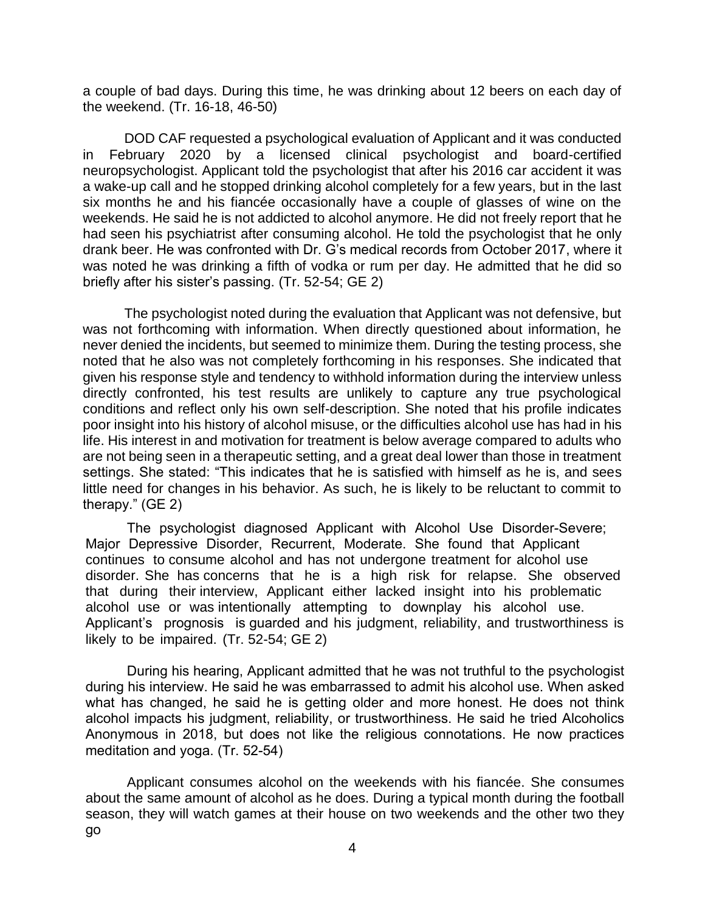a couple of bad days. During this time, he was drinking about 12 beers on each day of the weekend. (Tr. 16-18, 46-50)

DOD CAF requested a psychological evaluation of Applicant and it was conducted in February 2020 by a licensed clinical psychologist and board-certified neuropsychologist. Applicant told the psychologist that after his 2016 car accident it was a wake-up call and he stopped drinking alcohol completely for a few years, but in the last six months he and his fiancée occasionally have a couple of glasses of wine on the weekends. He said he is not addicted to alcohol anymore. He did not freely report that he had seen his psychiatrist after consuming alcohol. He told the psychologist that he only drank beer. He was confronted with Dr. G's medical records from October 2017, where it was noted he was drinking a fifth of vodka or rum per day. He admitted that he did so briefly after his sister's passing. (Tr. 52-54; GE 2)

The psychologist noted during the evaluation that Applicant was not defensive, but was not forthcoming with information. When directly questioned about information, he never denied the incidents, but seemed to minimize them. During the testing process, she noted that he also was not completely forthcoming in his responses. She indicated that given his response style and tendency to withhold information during the interview unless directly confronted, his test results are unlikely to capture any true psychological conditions and reflect only his own self-description. She noted that his profile indicates poor insight into his history of alcohol misuse, or the difficulties alcohol use has had in his life. His interest in and motivation for treatment is below average compared to adults who are not being seen in a therapeutic setting, and a great deal lower than those in treatment settings. She stated: "This indicates that he is satisfied with himself as he is, and sees little need for changes in his behavior. As such, he is likely to be reluctant to commit to therapy." (GE 2)

The psychologist diagnosed Applicant with Alcohol Use Disorder-Severe; Major Depressive Disorder, Recurrent, Moderate. She found that Applicant continues to consume alcohol and has not undergone treatment for alcohol use disorder. She has concerns that he is a high risk for relapse. She observed that during their interview, Applicant either lacked insight into his problematic alcohol use or was intentionally attempting to downplay his alcohol use. Applicant's prognosis is guarded and his judgment, reliability, and trustworthiness is likely to be impaired. (Tr. 52-54; GE 2)

During his hearing, Applicant admitted that he was not truthful to the psychologist during his interview. He said he was embarrassed to admit his alcohol use. When asked what has changed, he said he is getting older and more honest. He does not think alcohol impacts his judgment, reliability, or trustworthiness. He said he tried Alcoholics Anonymous in 2018, but does not like the religious connotations. He now practices meditation and yoga. (Tr. 52-54)

Applicant consumes alcohol on the weekends with his fiancée. She consumes about the same amount of alcohol as he does. During a typical month during the football season, they will watch games at their house on two weekends and the other two they go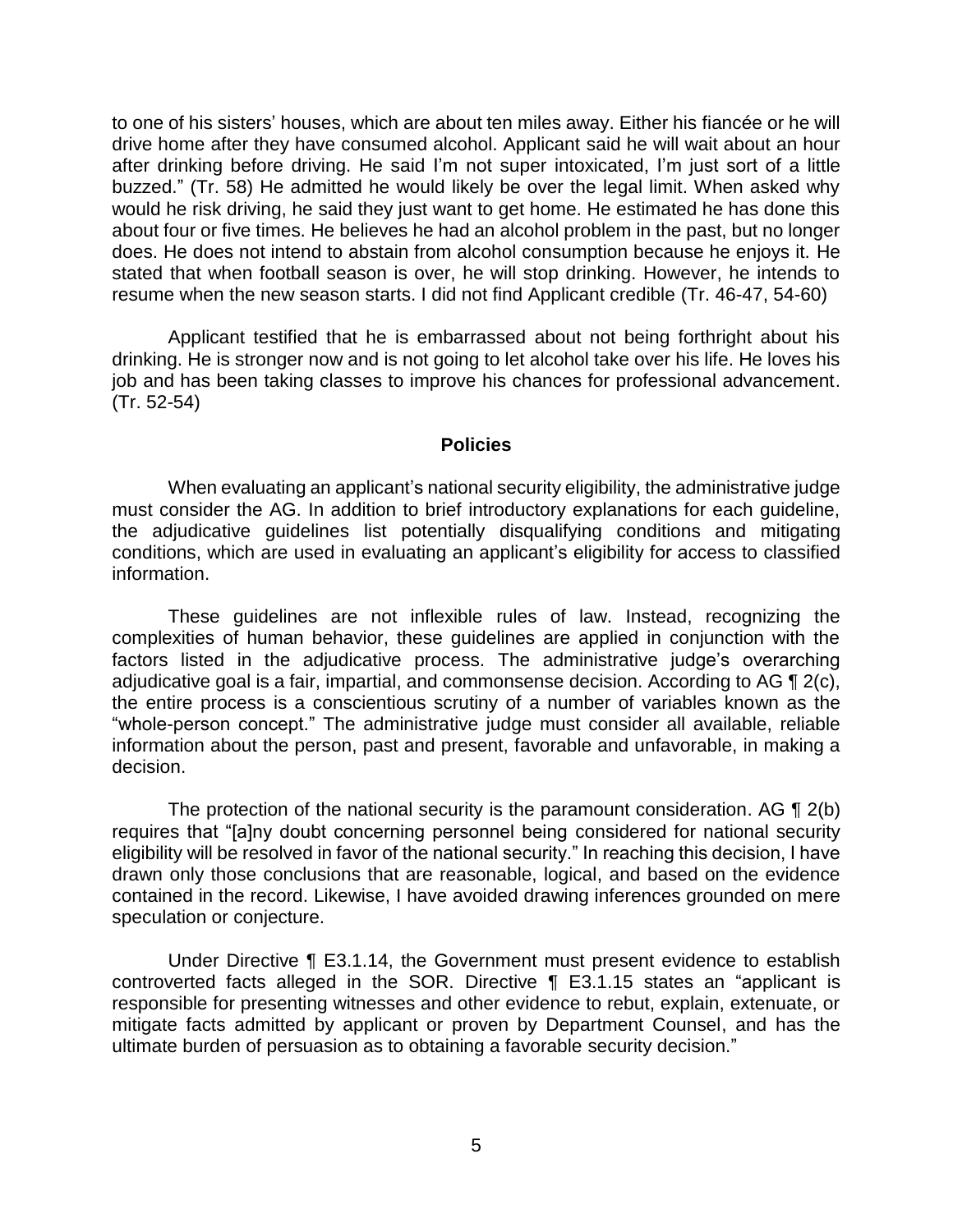to one of his sisters' houses, which are about ten miles away. Either his fiancée or he will drive home after they have consumed alcohol. Applicant said he will wait about an hour after drinking before driving. He said I'm not super intoxicated, I'm just sort of a little buzzed." (Tr. 58) He admitted he would likely be over the legal limit. When asked why would he risk driving, he said they just want to get home. He estimated he has done this about four or five times. He believes he had an alcohol problem in the past, but no longer does. He does not intend to abstain from alcohol consumption because he enjoys it. He stated that when football season is over, he will stop drinking. However, he intends to resume when the new season starts. I did not find Applicant credible (Tr. 46-47, 54-60)

Applicant testified that he is embarrassed about not being forthright about his drinking. He is stronger now and is not going to let alcohol take over his life. He loves his job and has been taking classes to improve his chances for professional advancement. (Tr. 52-54)

## Policies

When evaluating an applicant's national security eligibility, the administrative judge must consider the AG. In addition to brief introductory explanations for each guideline, the adjudicative guidelines list potentially disqualifying conditions and mitigating conditions, which are used in evaluating an applicant's eligibility for access to classified information.

These guidelines are not inflexible rules of law. Instead, recognizing the complexities of human behavior, these guidelines are applied in conjunction with the factors listed in the adjudicative process. The administrative judge's overarching adjudicative goal is a fair, impartial, and commonsense decision. According to AG ¶ 2(c), the entire process is a conscientious scrutiny of a number of variables known as the "whole-person concept." The administrative judge must consider all available, reliable information about the person, past and present, favorable and unfavorable, in making a decision.

The protection of the national security is the paramount consideration. AG ¶ 2(b) requires that "[a]ny doubt concerning personnel being considered for national security eligibility will be resolved in favor of the national security." In reaching this decision, I have drawn only those conclusions that are reasonable, logical, and based on the evidence contained in the record. Likewise, I have avoided drawing inferences grounded on mere speculation or conjecture.

Under Directive ¶ E3.1.14, the Government must present evidence to establish controverted facts alleged in the SOR. Directive ¶ E3.1.15 states an "applicant is responsible for presenting witnesses and other evidence to rebut, explain, extenuate, or mitigate facts admitted by applicant or proven by Department Counsel, and has the ultimate burden of persuasion as to obtaining a favorable security decision."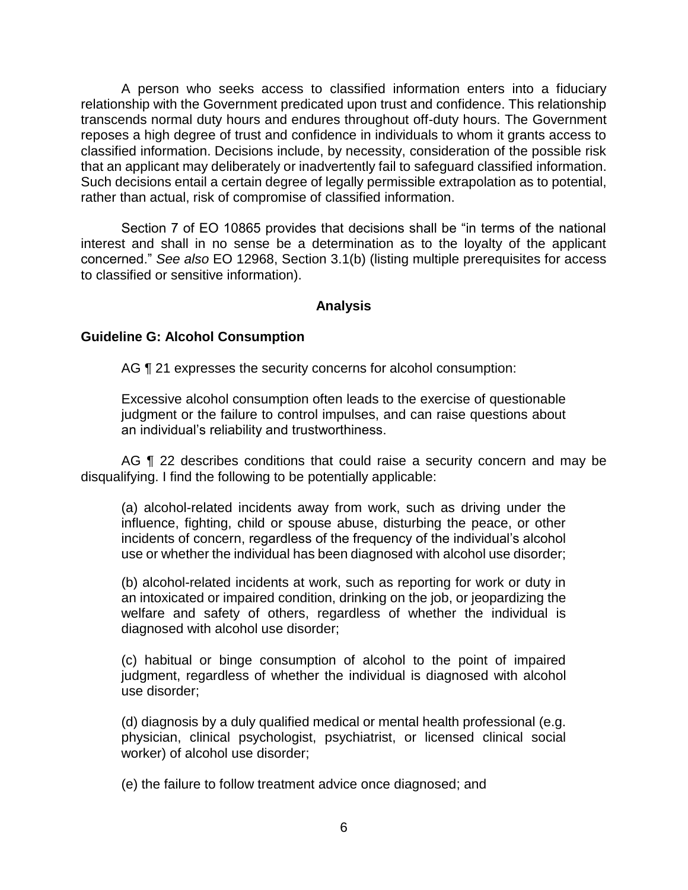A person who seeks access to classified information enters into a fiduciary relationship with the Government predicated upon trust and confidence. This relationship transcends normal duty hours and endures throughout off-duty hours. The Government reposes a high degree of trust and confidence in individuals to whom it grants access to classified information. Decisions include, by necessity, consideration of the possible risk that an applicant may deliberately or inadvertently fail to safeguard classified information. Such decisions entail a certain degree of legally permissible extrapolation as to potential, rather than actual, risk of compromise of classified information.

Section 7 of EO 10865 provides that decisions shall be "in terms of the national interest and shall in no sense be a determination as to the loyalty of the applicant concerned." *See also* EO 12968, Section 3.1(b) (listing multiple prerequisites for access to classified or sensitive information).

## Analysis

### Guideline G: Alcohol Consumption

AG ¶ 21 expresses the security concerns for alcohol consumption:

> Excessive alcohol consumption often leads to the exercise of questionable judgment or the failure to control impulses, and can raise questions about an individual's reliability and trustworthiness.

AG ¶ 22 describes conditions that could raise a security concern and may be disqualifying. I find the following to be potentially applicable:

> (a) alcohol-related incidents away from work, such as driving under the influence, fighting, child or spouse abuse, disturbing the peace, or other incidents of concern, regardless of the frequency of the individual's alcohol use or whether the individual has been diagnosed with alcohol use disorder;
>
> (b) alcohol-related incidents at work, such as reporting for work or duty in an intoxicated or impaired condition, drinking on the job, or jeopardizing the welfare and safety of others, regardless of whether the individual is diagnosed with alcohol use disorder;
>
> (c) habitual or binge consumption of alcohol to the point of impaired judgment, regardless of whether the individual is diagnosed with alcohol use disorder;
>
> (d) diagnosis by a duly qualified medical or mental health professional (e.g. physician, clinical psychologist, psychiatrist, or licensed clinical social worker) of alcohol use disorder;
>
> (e) the failure to follow treatment advice once diagnosed; and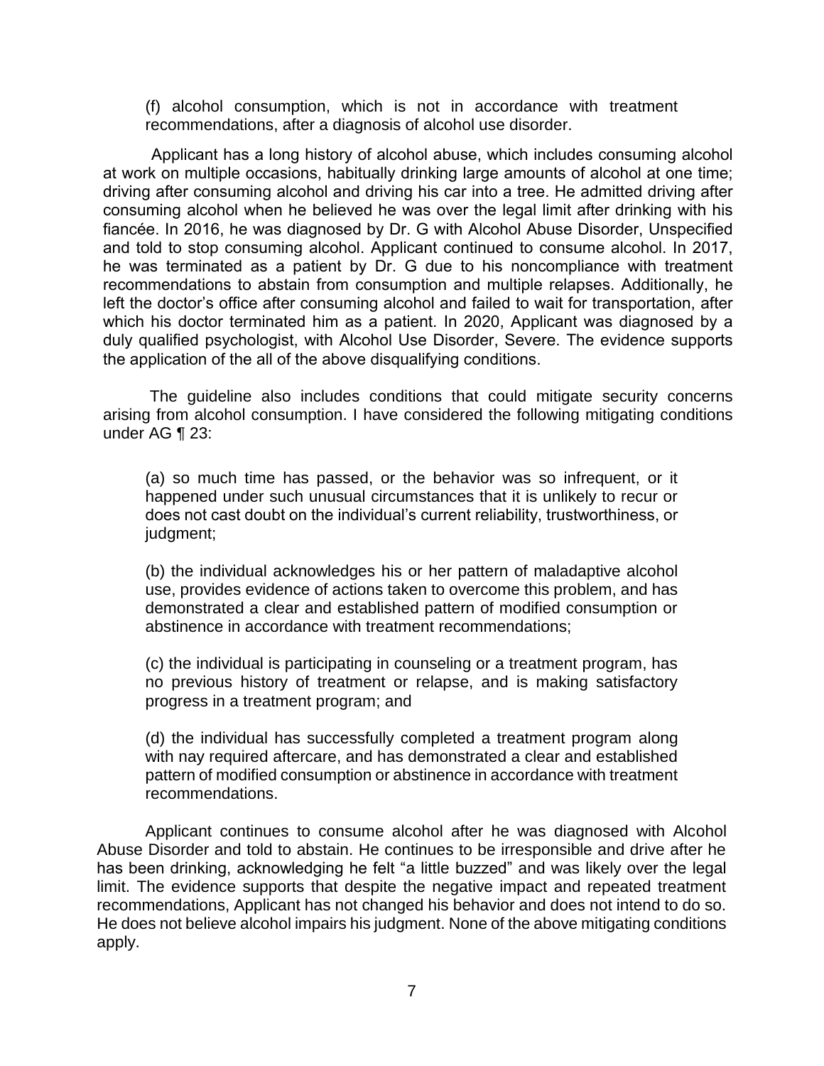(f) alcohol consumption, which is not in accordance with treatment recommendations, after a diagnosis of alcohol use disorder.

Applicant has a long history of alcohol abuse, which includes consuming alcohol at work on multiple occasions, habitually drinking large amounts of alcohol at one time; driving after consuming alcohol and driving his car into a tree. He admitted driving after consuming alcohol when he believed he was over the legal limit after drinking with his fiancée. In 2016, he was diagnosed by Dr. G with Alcohol Abuse Disorder, Unspecified and told to stop consuming alcohol. Applicant continued to consume alcohol. In 2017, he was terminated as a patient by Dr. G due to his noncompliance with treatment recommendations to abstain from consumption and multiple relapses. Additionally, he left the doctor's office after consuming alcohol and failed to wait for transportation, after which his doctor terminated him as a patient. In 2020, Applicant was diagnosed by a duly qualified psychologist, with Alcohol Use Disorder, Severe. The evidence supports the application of the all of the above disqualifying conditions.

The guideline also includes conditions that could mitigate security concerns arising from alcohol consumption. I have considered the following mitigating conditions under AG ¶ 23:

(a) so much time has passed, or the behavior was so infrequent, or it happened under such unusual circumstances that it is unlikely to recur or does not cast doubt on the individual's current reliability, trustworthiness, or judgment;

(b) the individual acknowledges his or her pattern of maladaptive alcohol use, provides evidence of actions taken to overcome this problem, and has demonstrated a clear and established pattern of modified consumption or abstinence in accordance with treatment recommendations;

(c) the individual is participating in counseling or a treatment program, has no previous history of treatment or relapse, and is making satisfactory progress in a treatment program; and

(d) the individual has successfully completed a treatment program along with nay required aftercare, and has demonstrated a clear and established pattern of modified consumption or abstinence in accordance with treatment recommendations.

Applicant continues to consume alcohol after he was diagnosed with Alcohol Abuse Disorder and told to abstain. He continues to be irresponsible and drive after he has been drinking, acknowledging he felt "a little buzzed" and was likely over the legal limit. The evidence supports that despite the negative impact and repeated treatment recommendations, Applicant has not changed his behavior and does not intend to do so. He does not believe alcohol impairs his judgment. None of the above mitigating conditions apply.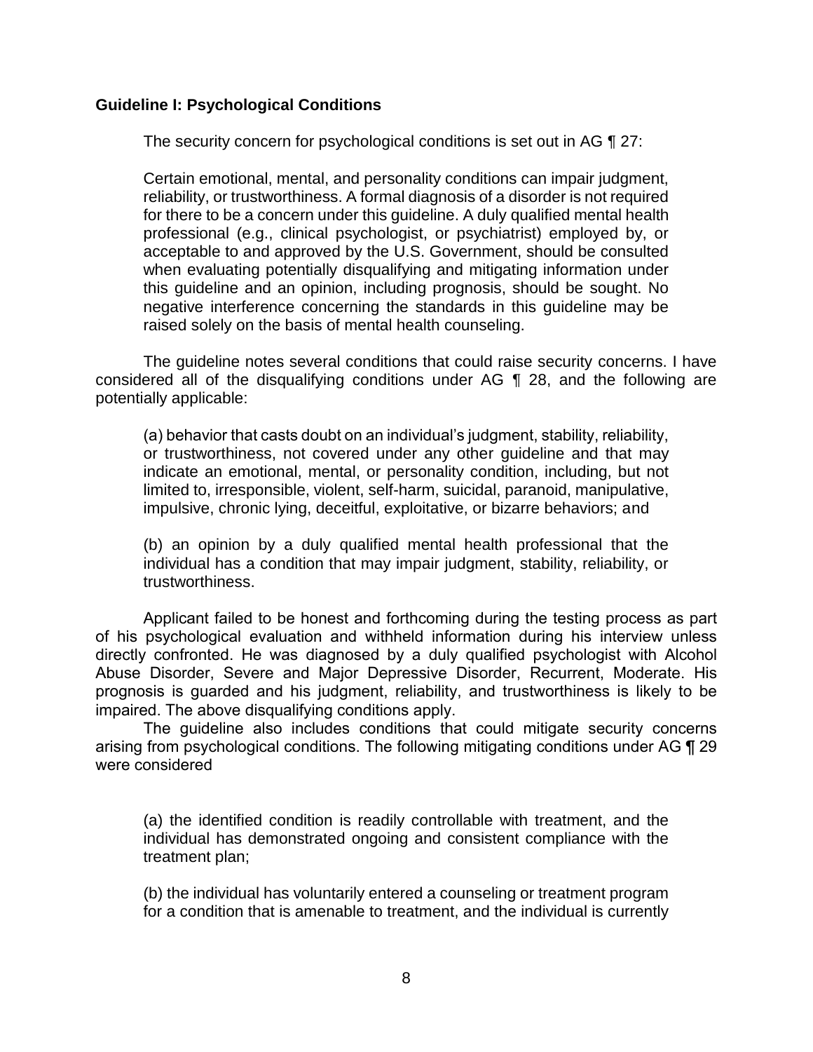**Guideline I: Psychological Conditions**

The security concern for psychological conditions is set out in AG ¶ 27:

> Certain emotional, mental, and personality conditions can impair judgment, reliability, or trustworthiness. A formal diagnosis of a disorder is not required for there to be a concern under this guideline. A duly qualified mental health professional (e.g., clinical psychologist, or psychiatrist) employed by, or acceptable to and approved by the U.S. Government, should be consulted when evaluating potentially disqualifying and mitigating information under this guideline and an opinion, including prognosis, should be sought. No negative interference concerning the standards in this guideline may be raised solely on the basis of mental health counseling.

The guideline notes several conditions that could raise security concerns. I have considered all of the disqualifying conditions under AG ¶ 28, and the following are potentially applicable:

> (a) behavior that casts doubt on an individual's judgment, stability, reliability, or trustworthiness, not covered under any other guideline and that may indicate an emotional, mental, or personality condition, including, but not limited to, irresponsible, violent, self-harm, suicidal, paranoid, manipulative, impulsive, chronic lying, deceitful, exploitative, or bizarre behaviors; and
>
> (b) an opinion by a duly qualified mental health professional that the individual has a condition that may impair judgment, stability, reliability, or trustworthiness.

Applicant failed to be honest and forthcoming during the testing process as part of his psychological evaluation and withheld information during his interview unless directly confronted. He was diagnosed by a duly qualified psychologist with Alcohol Abuse Disorder, Severe and Major Depressive Disorder, Recurrent, Moderate. His prognosis is guarded and his judgment, reliability, and trustworthiness is likely to be impaired. The above disqualifying conditions apply.

The guideline also includes conditions that could mitigate security concerns arising from psychological conditions. The following mitigating conditions under AG ¶ 29 were considered

> (a) the identified condition is readily controllable with treatment, and the individual has demonstrated ongoing and consistent compliance with the treatment plan;
>
> (b) the individual has voluntarily entered a counseling or treatment program for a condition that is amenable to treatment, and the individual is currently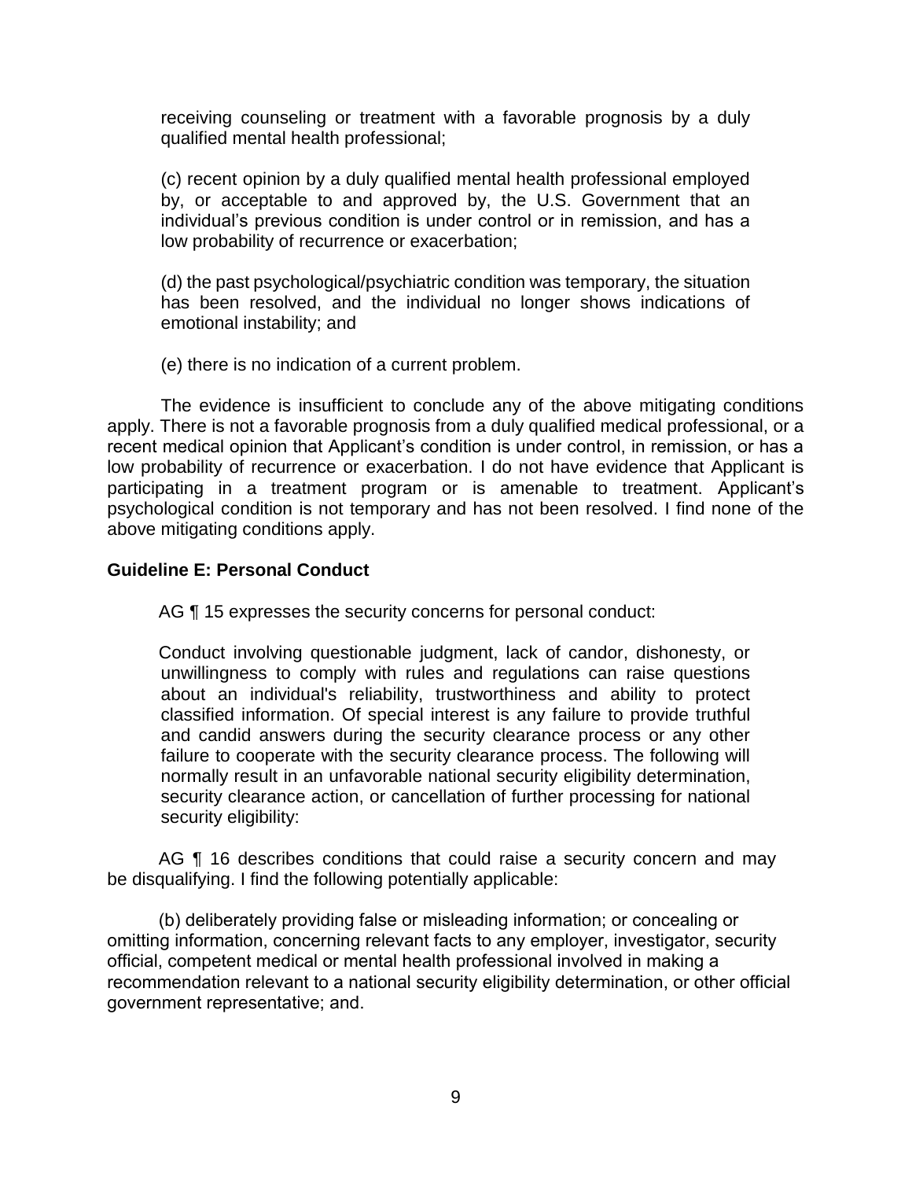receiving counseling or treatment with a favorable prognosis by a duly qualified mental health professional;

(c) recent opinion by a duly qualified mental health professional employed by, or acceptable to and approved by, the U.S. Government that an individual's previous condition is under control or in remission, and has a low probability of recurrence or exacerbation;

(d) the past psychological/psychiatric condition was temporary, the situation has been resolved, and the individual no longer shows indications of emotional instability; and

(e) there is no indication of a current problem.

The evidence is insufficient to conclude any of the above mitigating conditions apply. There is not a favorable prognosis from a duly qualified medical professional, or a recent medical opinion that Applicant's condition is under control, in remission, or has a low probability of recurrence or exacerbation. I do not have evidence that Applicant is participating in a treatment program or is amenable to treatment. Applicant's psychological condition is not temporary and has not been resolved. I find none of the above mitigating conditions apply.

**Guideline E: Personal Conduct**

AG ¶ 15 expresses the security concerns for personal conduct:

> Conduct involving questionable judgment, lack of candor, dishonesty, or unwillingness to comply with rules and regulations can raise questions about an individual's reliability, trustworthiness and ability to protect classified information. Of special interest is any failure to provide truthful and candid answers during the security clearance process or any other failure to cooperate with the security clearance process. The following will normally result in an unfavorable national security eligibility determination, security clearance action, or cancellation of further processing for national security eligibility:

AG ¶ 16 describes conditions that could raise a security concern and may be disqualifying. I find the following potentially applicable:

(b) deliberately providing false or misleading information; or concealing or omitting information, concerning relevant facts to any employer, investigator, security official, competent medical or mental health professional involved in making a recommendation relevant to a national security eligibility determination, or other official government representative; and.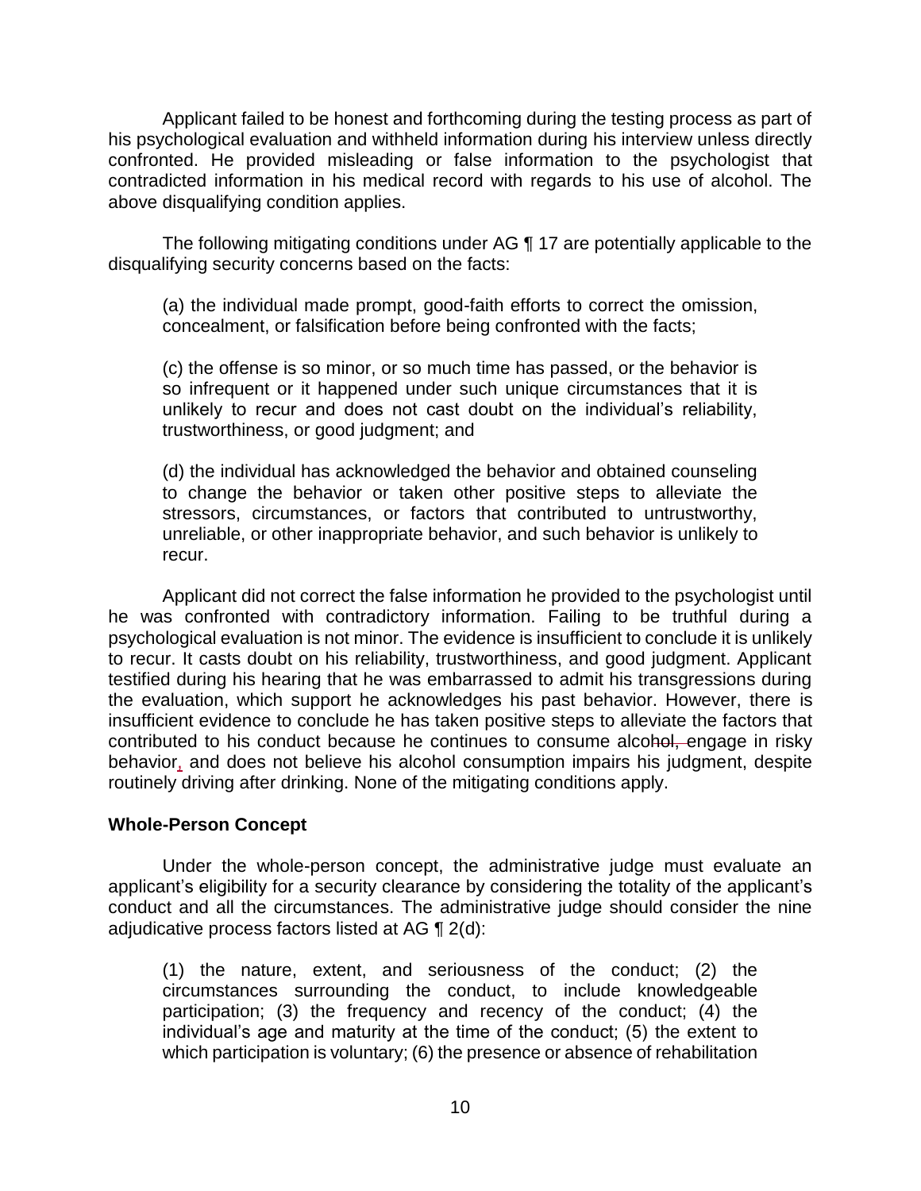Applicant failed to be honest and forthcoming during the testing process as part of his psychological evaluation and withheld information during his interview unless directly confronted. He provided misleading or false information to the psychologist that contradicted information in his medical record with regards to his use of alcohol. The above disqualifying condition applies.

The following mitigating conditions under AG ¶ 17 are potentially applicable to the disqualifying security concerns based on the facts:

> (a) the individual made prompt, good-faith efforts to correct the omission, concealment, or falsification before being confronted with the facts;
>
> (c) the offense is so minor, or so much time has passed, or the behavior is so infrequent or it happened under such unique circumstances that it is unlikely to recur and does not cast doubt on the individual's reliability, trustworthiness, or good judgment; and
>
> (d) the individual has acknowledged the behavior and obtained counseling to change the behavior or taken other positive steps to alleviate the stressors, circumstances, or factors that contributed to untrustworthy, unreliable, or other inappropriate behavior, and such behavior is unlikely to recur.

Applicant did not correct the false information he provided to the psychologist until he was confronted with contradictory information. Failing to be truthful during a psychological evaluation is not minor. The evidence is insufficient to conclude it is unlikely to recur. It casts doubt on his reliability, trustworthiness, and good judgment. Applicant testified during his hearing that he was embarrassed to admit his transgressions during the evaluation, which support he acknowledges his past behavior. However, there is insufficient evidence to conclude he has taken positive steps to alleviate the factors that contributed to his conduct because he continues to consume alcohol, engage in risky behavior, and does not believe his alcohol consumption impairs his judgment, despite routinely driving after drinking. None of the mitigating conditions apply.

**Whole-Person Concept**

Under the whole-person concept, the administrative judge must evaluate an applicant's eligibility for a security clearance by considering the totality of the applicant's conduct and all the circumstances. The administrative judge should consider the nine adjudicative process factors listed at AG ¶ 2(d):

> (1) the nature, extent, and seriousness of the conduct; (2) the circumstances surrounding the conduct, to include knowledgeable participation; (3) the frequency and recency of the conduct; (4) the individual's age and maturity at the time of the conduct; (5) the extent to which participation is voluntary; (6) the presence or absence of rehabilitation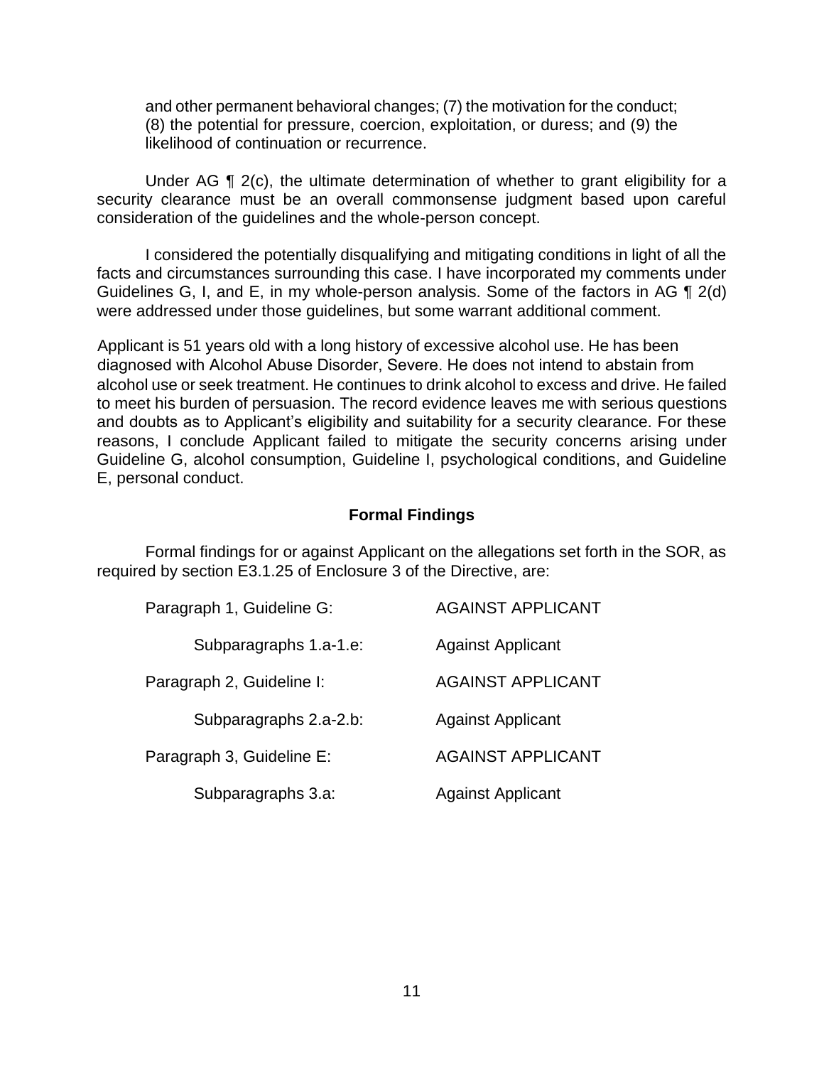and other permanent behavioral changes; (7) the motivation for the conduct; (8) the potential for pressure, coercion, exploitation, or duress; and (9) the likelihood of continuation or recurrence.

Under AG ¶ 2(c), the ultimate determination of whether to grant eligibility for a security clearance must be an overall commonsense judgment based upon careful consideration of the guidelines and the whole-person concept.

I considered the potentially disqualifying and mitigating conditions in light of all the facts and circumstances surrounding this case. I have incorporated my comments under Guidelines G, I, and E, in my whole-person analysis. Some of the factors in AG ¶ 2(d) were addressed under those guidelines, but some warrant additional comment.

Applicant is 51 years old with a long history of excessive alcohol use. He has been diagnosed with Alcohol Abuse Disorder, Severe. He does not intend to abstain from alcohol use or seek treatment. He continues to drink alcohol to excess and drive. He failed to meet his burden of persuasion. The record evidence leaves me with serious questions and doubts as to Applicant's eligibility and suitability for a security clearance. For these reasons, I conclude Applicant failed to mitigate the security concerns arising under Guideline G, alcohol consumption, Guideline I, psychological conditions, and Guideline E, personal conduct.

## Formal Findings

Formal findings for or against Applicant on the allegations set forth in the SOR, as required by section E3.1.25 of Enclosure 3 of the Directive, are:

| | |
|---|---|
| Paragraph 1, Guideline G: | AGAINST APPLICANT |
| Subparagraphs 1.a-1.e: | Against Applicant |
| Paragraph 2, Guideline I: | AGAINST APPLICANT |
| Subparagraphs 2.a-2.b: | Against Applicant |
| Paragraph 3, Guideline E: | AGAINST APPLICANT |
| Subparagraphs 3.a: | Against Applicant |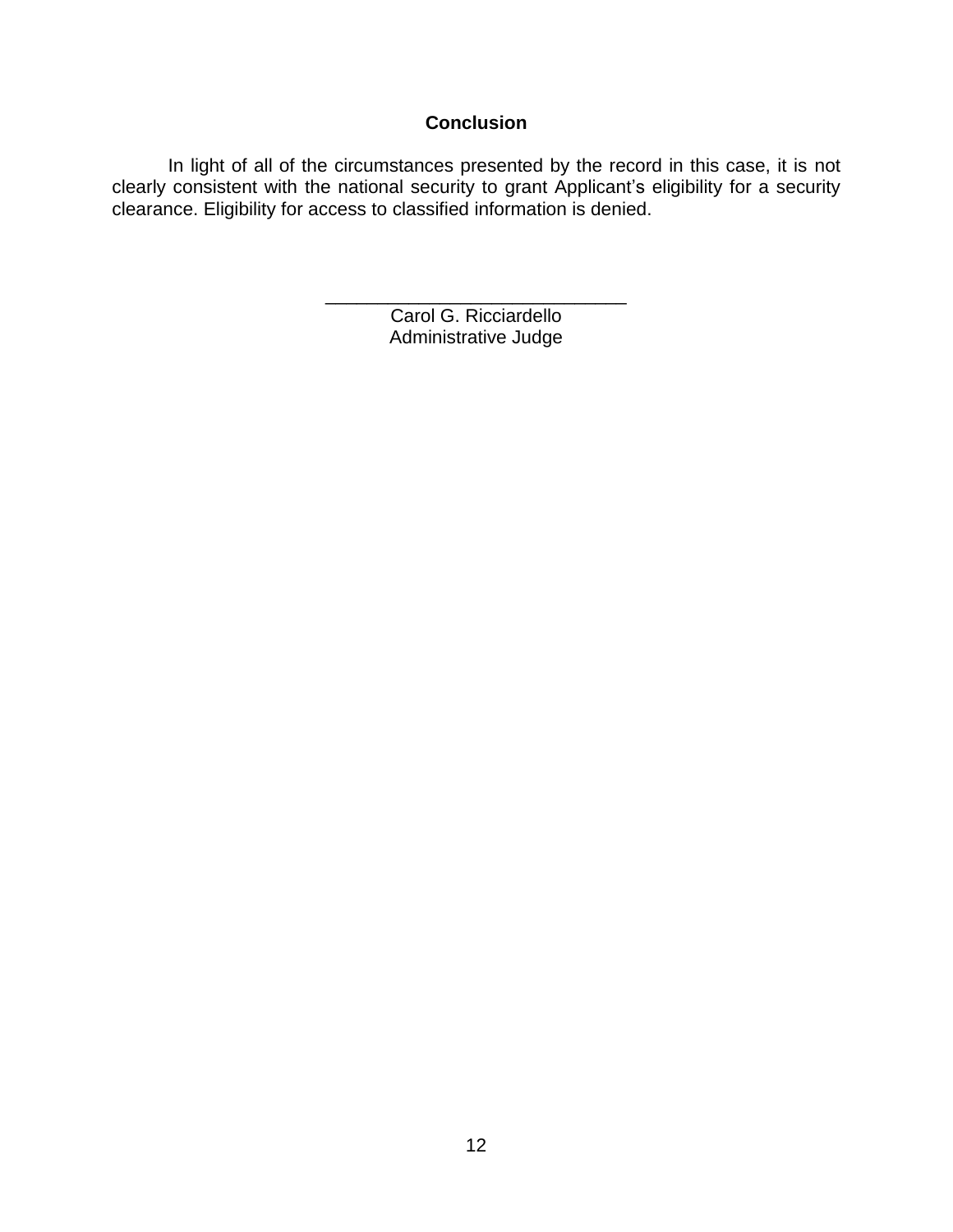## Conclusion

In light of all of the circumstances presented by the record in this case, it is not clearly consistent with the national security to grant Applicant's eligibility for a security clearance. Eligibility for access to classified information is denied.

\_\_\_\_\_\_\_\_\_\_\_\_\_\_\_\_\_\_\_\_\_\_\_\_\_\_\_\_\_\_

Carol G. Ricciardello
Administrative Judge